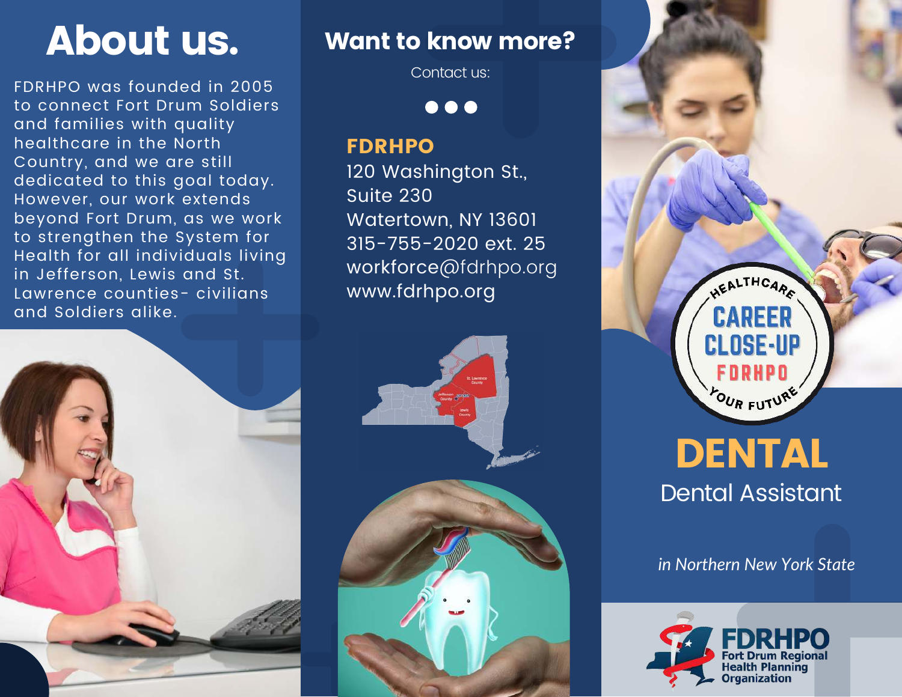# About us.

FDRHPO was founded in 2005 to connect Fort Drum Soldiers and families with quality healthcare in the North Country, and we are still dedicated to this goal today. However, our work extends beyond Fort Drum, as we work to strengthen the System for Health for all individuals living in Jefferson, Lewis and St. Lawrence counties- civilians and Soldiers alike.

## Want to know more?

Contact us:

**FDRHPO**
120 Washington St.,
Suite 230
Watertown, NY 13601
315-755-2020 ext. 25
workforce@fdrhpo.org
www.fdrhpo.org

HEALTHCARE CAREER CLOSE-UP FDRHPO YOUR FUTURE

# DENTAL

## Dental Assistant

*in Northern New York State*

FDRHPO
Fort Drum Regional Health Planning Organization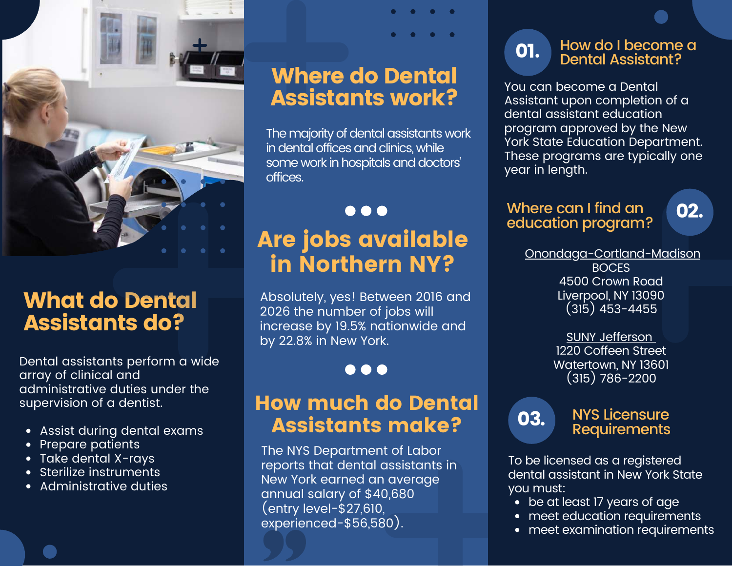## What do Dental Assistants do?

Dental assistants perform a wide array of clinical and administrative duties under the supervision of a dentist.

- Assist during dental exams
- Prepare patients
- Take dental X-rays
- Sterilize instruments
- Administrative duties

## Where do Dental Assistants work?

The majority of dental assistants work in dental offices and clinics, while some work in hospitals and doctors' offices.

## Are jobs available in Northern NY?

Absolutely, yes! Between 2016 and 2026 the number of jobs will increase by 19.5% nationwide and by 22.8% in New York.

## How much do Dental Assistants make?

The NYS Department of Labor reports that dental assistants in New York earned an average annual salary of $40,680 (entry level-$27,610, experienced-$56,580).

## 01. How do I become a Dental Assistant?

You can become a Dental Assistant upon completion of a dental assistant education program approved by the New York State Education Department. These programs are typically one year in length.

## 02. Where can I find an education program?

Onondaga-Cortland-Madison BOCES
4500 Crown Road
Liverpool, NY 13090
(315) 453-4455

SUNY Jefferson
1220 Coffeen Street
Watertown, NY 13601
(315) 786-2200

## 03. NYS Licensure Requirements

To be licensed as a registered dental assistant in New York State you must:

- be at least 17 years of age
- meet education requirements
- meet examination requirements